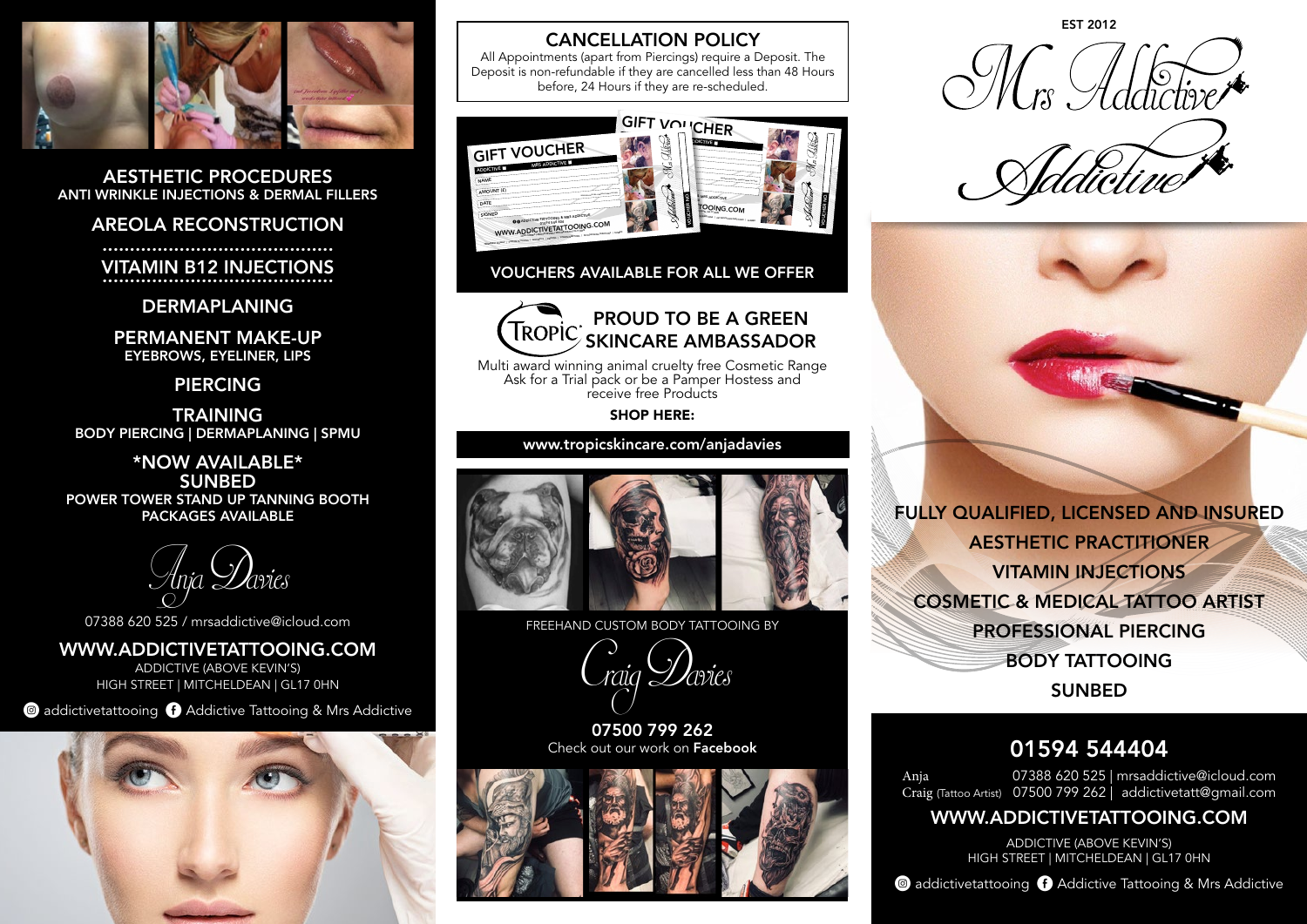## AESTHETIC PROCEDURES

ANTI WRINKLE INJECTIONS & DERMAL FILLERS

## AREOLA RECONSTRUCTION

## VITAMIN B12 INJECTIONS

## DERMAPLANING

## PERMANENT MAKE-UP

EYEBROWS, EYELINER, LIPS

## PIERCING

## TRAINING

BODY PIERCING | DERMAPLANING | SPMU

## *NOW AVAILABLE* SUNBED

POWER TOWER STAND UP TANNING BOOTH
PACKAGES AVAILABLE

*Anja Davies*

07388 620 525 / mrsaddictive@icloud.com

## WWW.ADDICTIVETATTOOING.COM

ADDICTIVE (ABOVE KEVIN'S)
HIGH STREET | MITCHELDEAN | GL17 0HN

addictivetattooing   Addictive Tattooing & Mrs Addictive

## CANCELLATION POLICY

All Appointments (apart from Piercings) require a Deposit. The Deposit is non-refundable if they are cancelled less than 48 Hours before, 24 Hours if they are re-scheduled.

VOUCHERS AVAILABLE FOR ALL WE OFFER

## PROUD TO BE A GREEN SKINCARE AMBASSADOR

Multi award winning animal cruelty free Cosmetic Range
Ask for a Trial pack or be a Pamper Hostess and receive free Products

**SHOP HERE:**

www.tropicskincare.com/anjadavies

FREEHAND CUSTOM BODY TATTOOING BY

*Craig Davies*

**07500 799 262**

Check out our work on **Facebook**

EST 2012

# Mrs Addictive

FULLY QUALIFIED, LICENSED AND INSURED
AESTHETIC PRACTITIONER
VITAMIN INJECTIONS
COSMETIC & MEDICAL TATTOO ARTIST
PROFESSIONAL PIERCING
BODY TATTOOING
SUNBED

## 01594 544404

Anja 07388 620 525 | mrsaddictive@icloud.com
Craig (Tattoo Artist) 07500 799 262 | addictivetatt@gmail.com

## WWW.ADDICTIVETATTOOING.COM

ADDICTIVE (ABOVE KEVIN'S)
HIGH STREET | MITCHELDEAN | GL17 0HN

addictivetattooing   Addictive Tattooing & Mrs Addictive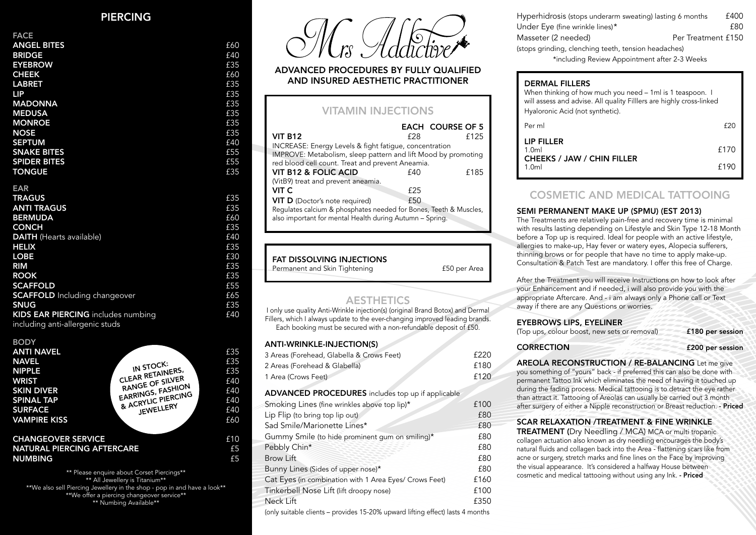# PIERCING

## FACE

| | |
|---|---|
| ANGEL BITES | £60 |
| BRIDGE | £40 |
| EYEBROW | £35 |
| CHEEK | £60 |
| LABRET | £35 |
| LIP | £35 |
| MADONNA | £35 |
| MEDUSA | £35 |
| MONROE | £35 |
| NOSE | £35 |
| SEPTUM | £40 |
| SNAKE BITES | £55 |
| SPIDER BITES | £55 |
| TONGUE | £35 |

## EAR

| | |
|---|---|
| TRAGUS | £35 |
| ANTI TRAGUS | £35 |
| BERMUDA | £60 |
| CONCH | £35 |
| DAITH (Hearts available) | £40 |
| HELIX | £35 |
| LOBE | £30 |
| RIM | £35 |
| ROOK | £35 |
| SCAFFOLD | £55 |
| SCAFFOLD Including changeover | £65 |
| SNUG | £35 |
| KIDS EAR PIERCING includes numbing including anti-allergenic studs | £40 |

## BODY

| | |
|---|---|
| ANTI NAVEL | £35 |
| NAVEL | £35 |
| NIPPLE | £35 |
| WRIST | £40 |
| SKIN DIVER | £40 |
| SPINAL TAP | £40 |
| SURFACE | £40 |
| VAMPIRE KISS | £60 |

IN STOCK: CLEAR RETAINERS, RANGE OF SILVER EARRINGS, FASHION & ACRYLIC PIERCING JEWELLERY

| | |
|---|---|
| CHANGEOVER SERVICE | £10 |
| NATURAL PIERCING AFTERCARE | £5 |
| NUMBING | £5 |

** Please enquire about Corset Piercings**
** All Jewellery is Titanium**
**We also sell Piercing Jewellery in the shop - pop in and have a look**
**We offer a piercing changeover service**
** Numbing Available**

# Mrs Addictive

**ADVANCED PROCEDURES BY FULLY QUALIFIED AND INSURED AESTHETIC PRACTITIONER**

## VITAMIN INJECTIONS

| | EACH | COURSE OF 5 |
|---|---|---|
| VIT B12 | £28 | £125 |
| VIT B12 & FOLIC ACID | £40 | £185 |
| VIT C | £25 | |
| VIT D (Doctor's note required) | £50 | |

VIT B12 — INCREASE: Energy Levels & fight fatigue, concentration
IMPROVE: Metabolism, sleep pattern and lift Mood by promoting red blood cell count. Treat and prevent Aneamia.

VIT B12 & FOLIC ACID — (VitB9) treat and prevent aneamia.

VIT D — Regulates calcium & phosphates needed for Bones, Teeth & Muscles, also important for mental Health during Autumn – Spring.

## FAT DISSOLVING INJECTIONS

Permanent and Skin Tightening — £50 per Area

## AESTHETICS

I only use quality Anti-Wrinkle injection(s) (original Brand Botox) and Dermal Fillers, which I always update to the ever-changing improved leading brands. Each booking must be secured with a non-refundable deposit of £50.

### ANTI-WRINKLE-INJECTION(S)

| | |
|---|---|
| 3 Areas (Forehead, Glabella & Crows Feet) | £220 |
| 2 Areas (Forehead & Glabella) | £180 |
| 1 Area (Crows Feet) | £120 |

### ADVANCED PROCEDURES includes top up if applicable

| | |
|---|---|
| Smoking Lines (fine wrinkles above top lip)* | £100 |
| Lip Flip (to bring top lip out) | £80 |
| Sad Smile/Marionette Lines* | £80 |
| Gummy Smile (to hide prominent gum on smiling)* | £80 |
| Pebbly Chin* | £80 |
| Brow Lift | £80 |
| Bunny Lines (Sides of upper nose)* | £80 |
| Cat Eyes (in combination with 1 Area Eyes/ Crows Feet) | £160 |
| Tinkerbell Nose Lift (lift droopy nose) | £100 |
| Neck Lift | £350 |

(only suitable clients – provides 15-20% upward lifting effect) lasts 4 months

| | |
|---|---|
| Hyperhidrosis (stops underarm sweating) lasting 6 months | £400 |
| Under Eye (fine wrinkle lines)* | £80 |
| Masseter (2 needed) | Per Treatment £150 |

(stops grinding, clenching teeth, tension headaches)

*including Review Appointment after 2-3 Weeks

### DERMAL FILLERS

When thinking of how much you need – 1ml is 1 teaspoon. I will assess and advise. All quality Filllers are highly cross-linked Hyaloronic Acid (not synthetic).

| | |
|---|---|
| Per ml | £20 |
| LIP FILLER 1.0ml | £170 |
| CHEEKS / JAW / CHIN FILLER 1.0ml | £190 |

## COSMETIC AND MEDICAL TATTOOING

### SEMI PERMANENT MAKE UP (SPMU) (EST 2013)

The Treatments are relatively pain-free and recovery time is minimal with results lasting depending on Lifestyle and Skin Type 12-18 Month before a Top up is required. Ideal for people with an active lifestyle, allergies to make-up, Hay fever or watery eyes, Alopecia sufferers, thinning brows or for people that have no time to apply make-up. Consultation & Patch Test are mandatory. I offer this free of Charge.

After the Treatment you will receive Instructions on how to look after your Enhancement and if needed, i will also provide you with the appropriate Aftercare. And - i am always only a Phone call or Text away if there are any Questions or worries.

### EYEBROWS LIPS, EYELINER

(Top ups, colour boost, new sets or removal) — **£180 per session**

### CORRECTION — **£200 per session**

**AREOLA RECONSTRUCTION / RE-BALANCING** Let me give you something of "yours" back - if preferred this can also be done with permanent Tattoo Ink which eliminates the need of having it touched up during the fading process. Medical tattooing is to detract the eye rather than attract it. Tattooing of Areolas can usually be carried out 3 month after surgery of either a Nipple reconstruction or Breast reduction. **- Priced**

**SCAR RELAXATION /TREATMENT & FINE WRINKLE TREATMENT (**Dry Needling / MCA) MCA or multi tropanic collagen actuation also known as dry needling encourages the body's natural fluids and collagen back into the Area - flattening scars like from acne or surgery, stretch marks and fine lines on the Face by improving the visual appearance. It's considered a halfway House between cosmetic and medical tattooing without using any Ink. **- Priced**